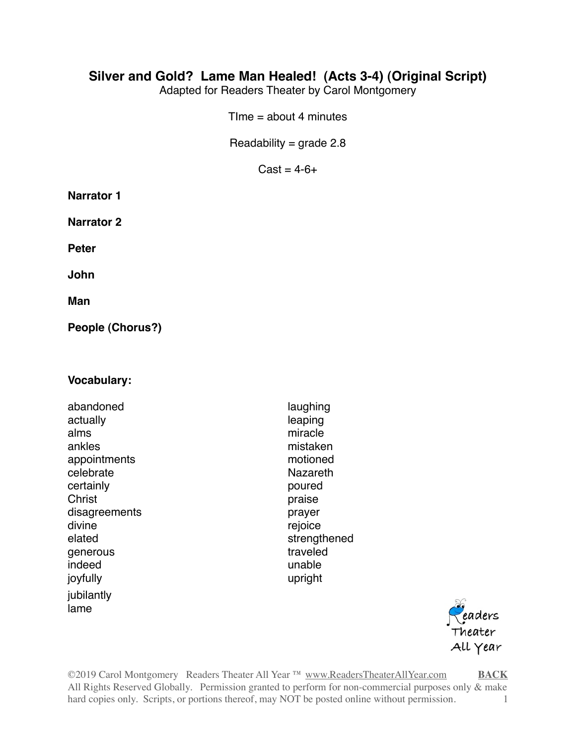# Silver and Gold? Lame Man Healed! (Acts 3-4) (Original Script)

Adapted for Readers Theater by Carol Montgomery

TIme = about 4 minutes

Readability = grade 2.8

Cast = 4-6+

**Narrator 1**

**Narrator 2**

**Peter**

**John**

**Man**

**People (Chorus?)**

**Vocabulary:**

abandoned
actually
alms
ankles
appointments
celebrate
certainly
Christ
disagreements
divine
elated
generous
indeed
joyfully
jubilantly
lame
laughing
leaping
miracle
mistaken
motioned
Nazareth
poured
praise
prayer
rejoice
strengthened
traveled
unable
upright

©2019 Carol Montgomery Readers Theater All Year ™ www.ReadersTheaterAllYear.com **BACK**
All Rights Reserved Globally. Permission granted to perform for non-commercial purposes only & make hard copies only. Scripts, or portions thereof, may NOT be posted online without permission.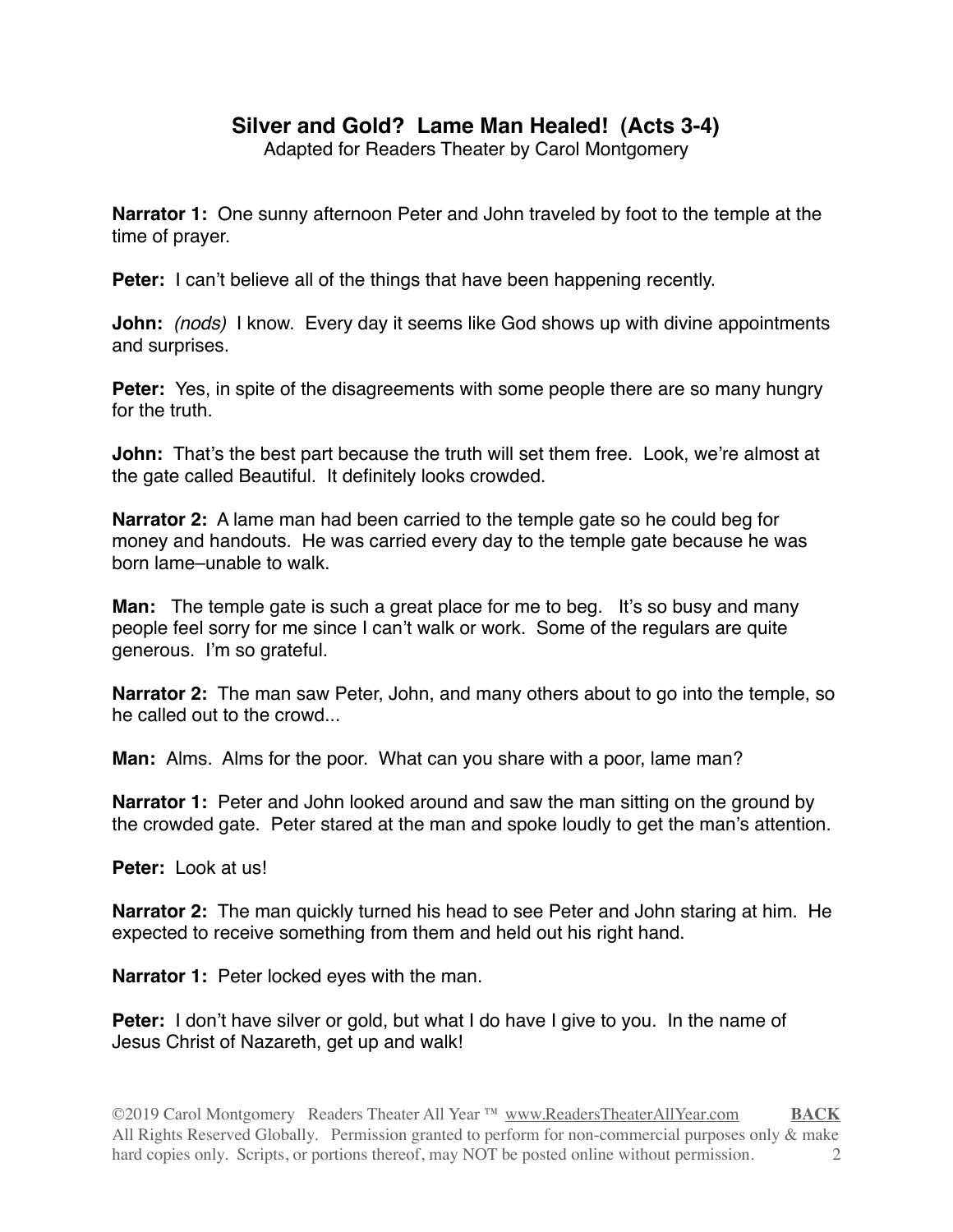## Silver and Gold? Lame Man Healed! (Acts 3-4)

Adapted for Readers Theater by Carol Montgomery

**Narrator 1:** One sunny afternoon Peter and John traveled by foot to the temple at the time of prayer.

**Peter:** I can't believe all of the things that have been happening recently.

**John:** *(nods)* I know. Every day it seems like God shows up with divine appointments and surprises.

**Peter:** Yes, in spite of the disagreements with some people there are so many hungry for the truth.

**John:** That's the best part because the truth will set them free. Look, we're almost at the gate called Beautiful. It definitely looks crowded.

**Narrator 2:** A lame man had been carried to the temple gate so he could beg for money and handouts. He was carried every day to the temple gate because he was born lame–unable to walk.

**Man:** The temple gate is such a great place for me to beg. It's so busy and many people feel sorry for me since I can't walk or work. Some of the regulars are quite generous. I'm so grateful.

**Narrator 2:** The man saw Peter, John, and many others about to go into the temple, so he called out to the crowd...

**Man:** Alms. Alms for the poor. What can you share with a poor, lame man?

**Narrator 1:** Peter and John looked around and saw the man sitting on the ground by the crowded gate. Peter stared at the man and spoke loudly to get the man's attention.

**Peter:** Look at us!

**Narrator 2:** The man quickly turned his head to see Peter and John staring at him. He expected to receive something from them and held out his right hand.

**Narrator 1:** Peter locked eyes with the man.

**Peter:** I don't have silver or gold, but what I do have I give to you. In the name of Jesus Christ of Nazareth, get up and walk!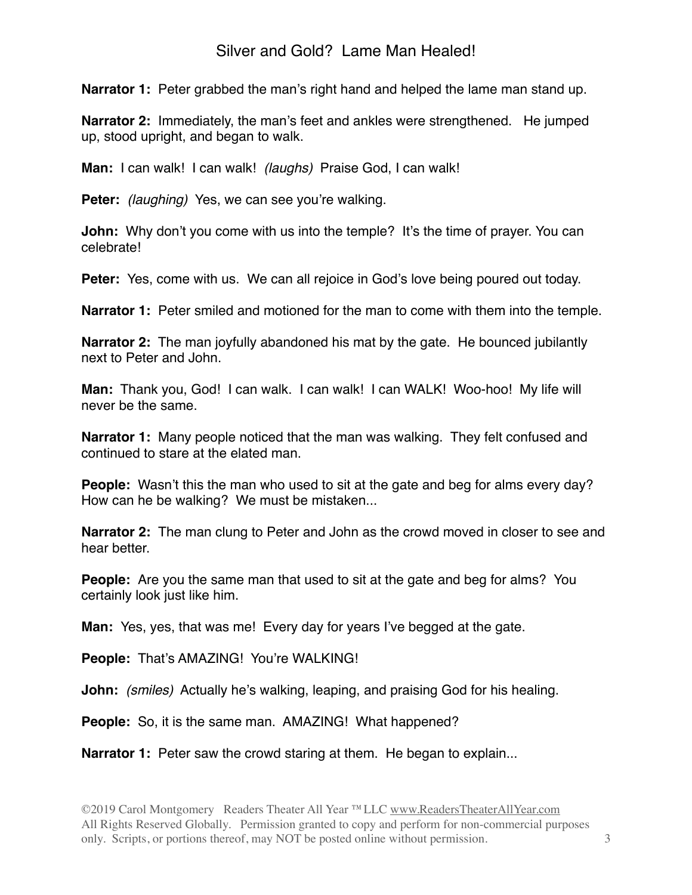**Narrator 1:** Peter grabbed the man's right hand and helped the lame man stand up.

**Narrator 2:** Immediately, the man's feet and ankles were strengthened. He jumped up, stood upright, and began to walk.

**Man:** I can walk! I can walk! *(laughs)* Praise God, I can walk!

**Peter:** *(laughing)* Yes, we can see you're walking.

**John:** Why don't you come with us into the temple? It's the time of prayer. You can celebrate!

**Peter:** Yes, come with us. We can all rejoice in God's love being poured out today.

**Narrator 1:** Peter smiled and motioned for the man to come with them into the temple.

**Narrator 2:** The man joyfully abandoned his mat by the gate. He bounced jubilantly next to Peter and John.

**Man:** Thank you, God! I can walk. I can walk! I can WALK! Woo-hoo! My life will never be the same.

**Narrator 1:** Many people noticed that the man was walking. They felt confused and continued to stare at the elated man.

**People:** Wasn't this the man who used to sit at the gate and beg for alms every day? How can he be walking? We must be mistaken...

**Narrator 2:** The man clung to Peter and John as the crowd moved in closer to see and hear better.

**People:** Are you the same man that used to sit at the gate and beg for alms? You certainly look just like him.

**Man:** Yes, yes, that was me! Every day for years I've begged at the gate.

**People:** That's AMAZING! You're WALKING!

**John:** *(smiles)* Actually he's walking, leaping, and praising God for his healing.

**People:** So, it is the same man. AMAZING! What happened?

**Narrator 1:** Peter saw the crowd staring at them. He began to explain...

©2019 Carol Montgomery Readers Theater All Year ™ LLC www.ReadersTheaterAllYear.com
All Rights Reserved Globally. Permission granted to copy and perform for non-commercial purposes only. Scripts, or portions thereof, may NOT be posted online without permission.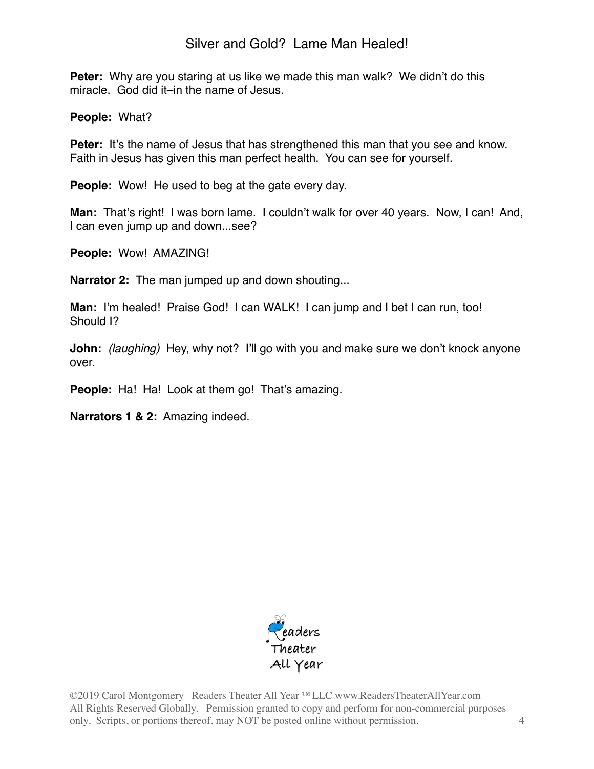**Peter:** Why are you staring at us like we made this man walk? We didn't do this miracle. God did it–in the name of Jesus.

**People:** What?

**Peter:** It's the name of Jesus that has strengthened this man that you see and know. Faith in Jesus has given this man perfect health. You can see for yourself.

**People:** Wow! He used to beg at the gate every day.

**Man:** That's right! I was born lame. I couldn't walk for over 40 years. Now, I can! And, I can even jump up and down...see?

**People:** Wow! AMAZING!

**Narrator 2:** The man jumped up and down shouting...

**Man:** I'm healed! Praise God! I can WALK! I can jump and I bet I can run, too! Should I?

**John:** *(laughing)* Hey, why not? I'll go with you and make sure we don't knock anyone over.

**People:** Ha! Ha! Look at them go! That's amazing.

**Narrators 1 & 2:** Amazing indeed.

Readers Theater All Year

©2019 Carol Montgomery Readers Theater All Year ™ LLC www.ReadersTheaterAllYear.com
All Rights Reserved Globally. Permission granted to copy and perform for non-commercial purposes only. Scripts, or portions thereof, may NOT be posted online without permission.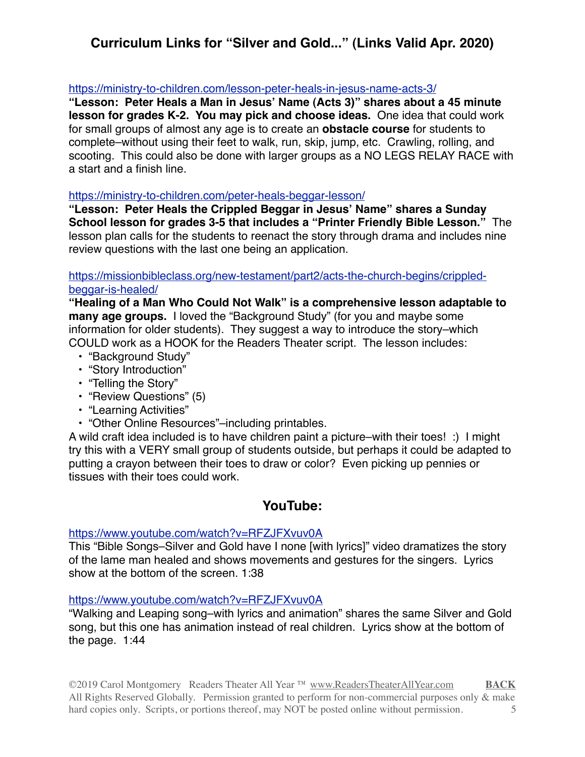# Curriculum Links for "Silver and Gold..." (Links Valid Apr. 2020)

https://ministry-to-children.com/lesson-peter-heals-in-jesus-name-acts-3/

**"Lesson: Peter Heals a Man in Jesus' Name (Acts 3)" shares about a 45 minute lesson for grades K-2. You may pick and choose ideas.** One idea that could work for small groups of almost any age is to create an **obstacle course** for students to complete–without using their feet to walk, run, skip, jump, etc. Crawling, rolling, and scooting. This could also be done with larger groups as a NO LEGS RELAY RACE with a start and a finish line.

https://ministry-to-children.com/peter-heals-beggar-lesson/

**"Lesson: Peter Heals the Crippled Beggar in Jesus' Name" shares a Sunday School lesson for grades 3-5 that includes a "Printer Friendly Bible Lesson."** The lesson plan calls for the students to reenact the story through drama and includes nine review questions with the last one being an application.

https://missionbibleclass.org/new-testament/part2/acts-the-church-begins/crippled-beggar-is-healed/

**"Healing of a Man Who Could Not Walk" is a comprehensive lesson adaptable to many age groups.** I loved the "Background Study" (for you and maybe some information for older students). They suggest a way to introduce the story–which COULD work as a HOOK for the Readers Theater script. The lesson includes:

- "Background Study"
- "Story Introduction"
- "Telling the Story"
- "Review Questions" (5)
- "Learning Activities"
- "Other Online Resources"–including printables.

A wild craft idea included is to have children paint a picture–with their toes! :) I might try this with a VERY small group of students outside, but perhaps it could be adapted to putting a crayon between their toes to draw or color? Even picking up pennies or tissues with their toes could work.

## YouTube:

https://www.youtube.com/watch?v=RFZJFXvuv0A

This "Bible Songs–Silver and Gold have I none [with lyrics]" video dramatizes the story of the lame man healed and shows movements and gestures for the singers. Lyrics show at the bottom of the screen. 1:38

https://www.youtube.com/watch?v=RFZJFXvuv0A

"Walking and Leaping song–with lyrics and animation" shares the same Silver and Gold song, but this one has animation instead of real children. Lyrics show at the bottom of the page. 1:44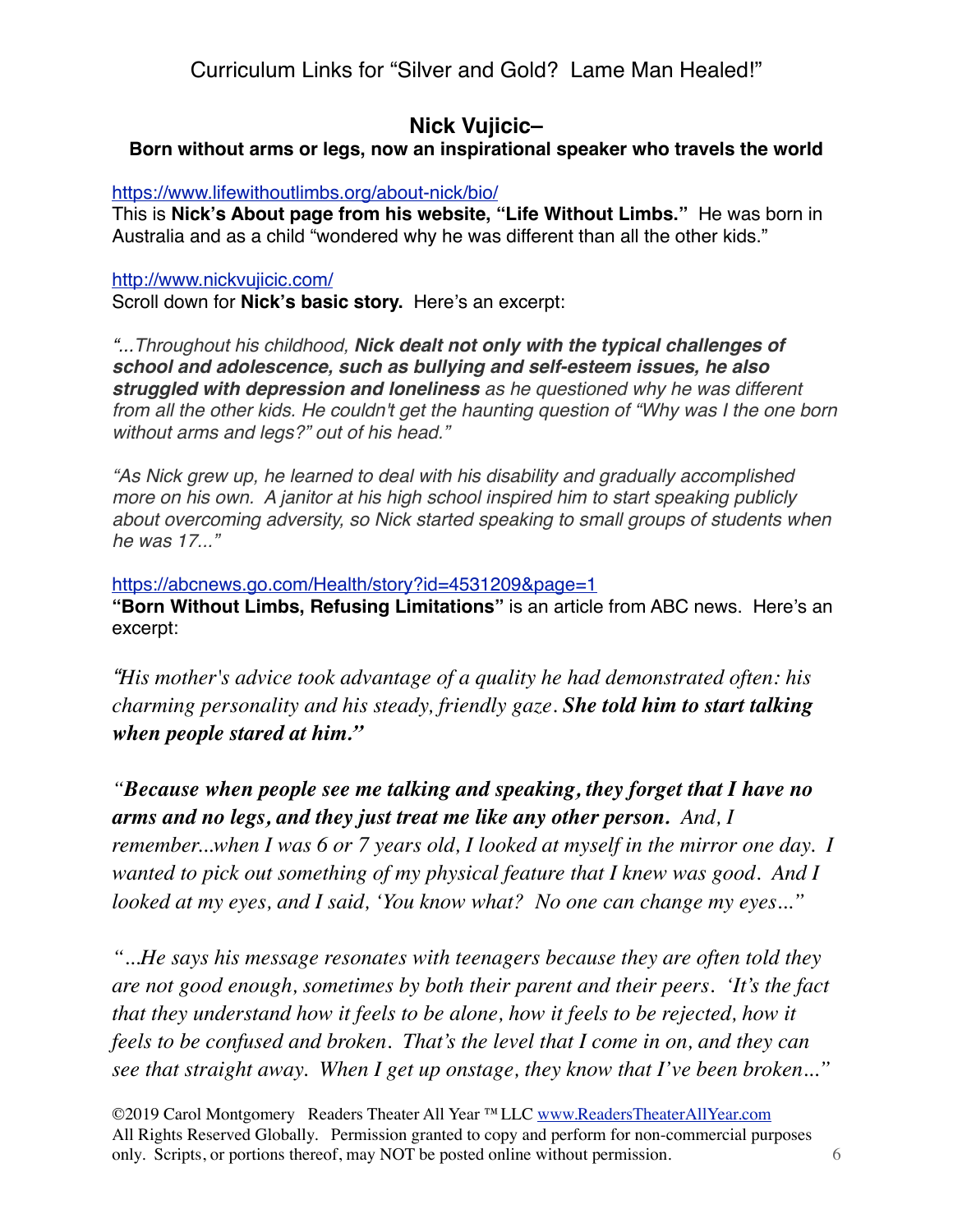## Nick Vujicic–

### Born without arms or legs, now an inspirational speaker who travels the world

https://www.lifewithoutlimbs.org/about-nick/bio/
This is **Nick's About page from his website, "Life Without Limbs."** He was born in Australia and as a child "wondered why he was different than all the other kids."

http://www.nickvujicic.com/
Scroll down for **Nick's basic story.** Here's an excerpt:

*"...Throughout his childhood,* ***Nick dealt not only with the typical challenges of school and adolescence, such as bullying and self-esteem issues, he also struggled with depression and loneliness*** *as he questioned why he was different from all the other kids. He couldn't get the haunting question of "Why was I the one born without arms and legs?" out of his head."*

*"As Nick grew up, he learned to deal with his disability and gradually accomplished more on his own. A janitor at his high school inspired him to start speaking publicly about overcoming adversity, so Nick started speaking to small groups of students when he was 17..."*

https://abcnews.go.com/Health/story?id=4531209&page=1
**"Born Without Limbs, Refusing Limitations"** is an article from ABC news. Here's an excerpt:

*"His mother's advice took advantage of a quality he had demonstrated often: his charming personality and his steady, friendly gaze.* ***She told him to start talking when people stared at him."***

*"**Because when people see me talking and speaking, they forget that I have no arms and no legs, and they just treat me like any other person.** And, I remember...when I was 6 or 7 years old, I looked at myself in the mirror one day. I wanted to pick out something of my physical feature that I knew was good. And I looked at my eyes, and I said, 'You know what? No one can change my eyes...'"*

*"...He says his message resonates with teenagers because they are often told they are not good enough, sometimes by both their parent and their peers. 'It's the fact that they understand how it feels to be alone, how it feels to be rejected, how it feels to be confused and broken. That's the level that I come in on, and they can see that straight away. When I get up onstage, they know that I've been broken...'"*

©2019 Carol Montgomery Readers Theater All Year ™ LLC www.ReadersTheaterAllYear.com
All Rights Reserved Globally. Permission granted to copy and perform for non-commercial purposes only. Scripts, or portions thereof, may NOT be posted online without permission.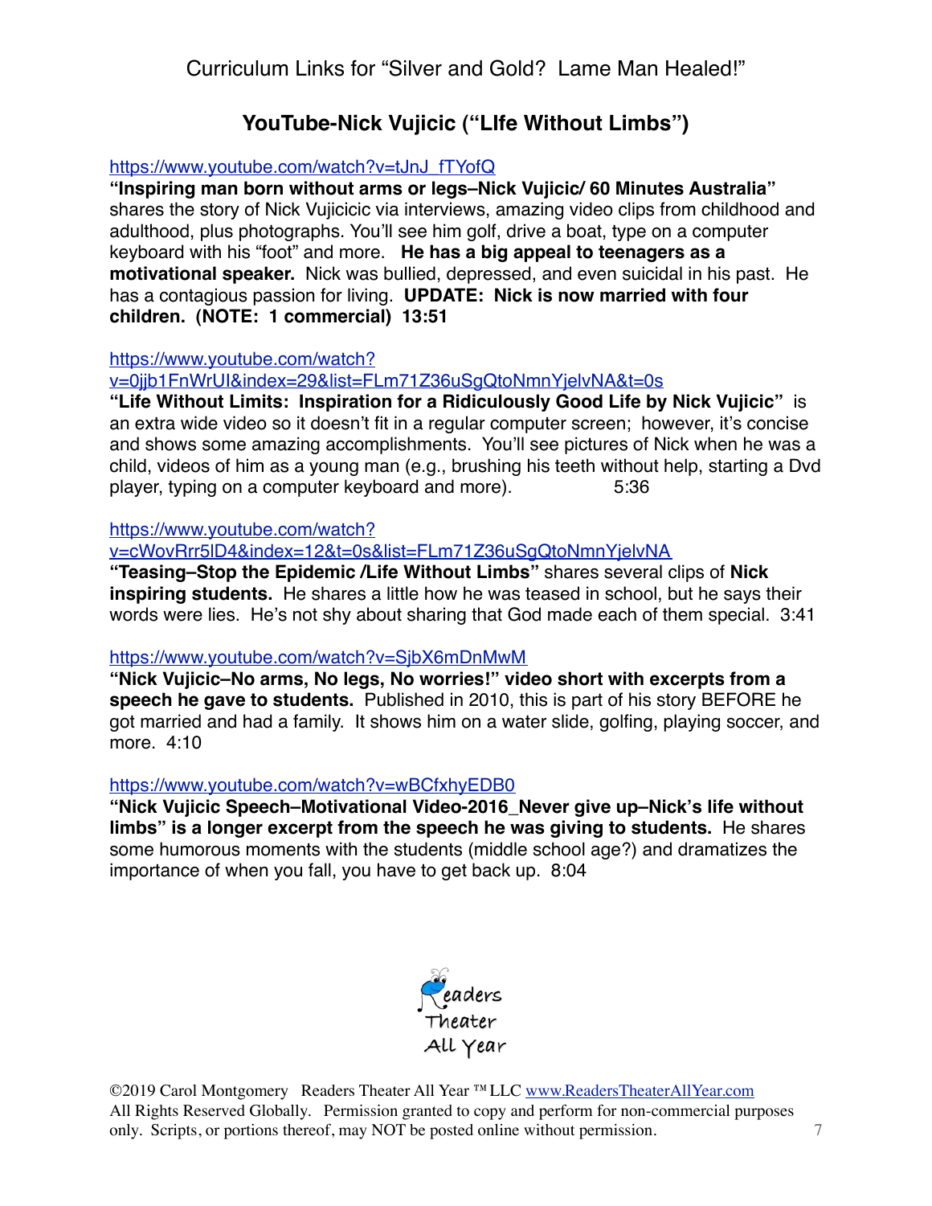## YouTube-Nick Vujicic ("LIfe Without Limbs")

https://www.youtube.com/watch?v=tJnJ_fTYofQ
**"Inspiring man born without arms or legs–Nick Vujicic/ 60 Minutes Australia"** shares the story of Nick Vujicicic via interviews, amazing video clips from childhood and adulthood, plus photographs. You'll see him golf, drive a boat, type on a computer keyboard with his "foot" and more. **He has a big appeal to teenagers as a motivational speaker.** Nick was bullied, depressed, and even suicidal in his past. He has a contagious passion for living. **UPDATE: Nick is now married with four children. (NOTE: 1 commercial) 13:51**

https://www.youtube.com/watch?v=0jjb1FnWrUI&index=29&list=FLm71Z36uSgQtoNmnYjelvNA&t=0s
**"Life Without Limits: Inspiration for a Ridiculously Good Life by Nick Vujicic"** is an extra wide video so it doesn't fit in a regular computer screen; however, it's concise and shows some amazing accomplishments. You'll see pictures of Nick when he was a child, videos of him as a young man (e.g., brushing his teeth without help, starting a Dvd player, typing on a computer keyboard and more). 5:36

https://www.youtube.com/watch?v=cWovRrr5lD4&index=12&t=0s&list=FLm71Z36uSgQtoNmnYjelvNA
**"Teasing–Stop the Epidemic /Life Without Limbs"** shares several clips of **Nick inspiring students.** He shares a little how he was teased in school, but he says their words were lies. He's not shy about sharing that God made each of them special. 3:41

https://www.youtube.com/watch?v=SjbX6mDnMwM
**"Nick Vujicic–No arms, No legs, No worries!" video short with excerpts from a speech he gave to students.** Published in 2010, this is part of his story BEFORE he got married and had a family. It shows him on a water slide, golfing, playing soccer, and more. 4:10

https://www.youtube.com/watch?v=wBCfxhyEDB0
**"Nick Vujicic Speech–Motivational Video-2016_Never give up–Nick's life without limbs" is a longer excerpt from the speech he was giving to students.** He shares some humorous moments with the students (middle school age?) and dramatizes the importance of when you fall, you have to get back up. 8:04

Readers Theater All Year

©2019 Carol Montgomery Readers Theater All Year ™ LLC www.ReadersTheaterAllYear.com
All Rights Reserved Globally. Permission granted to copy and perform for non-commercial purposes only. Scripts, or portions thereof, may NOT be posted online without permission.